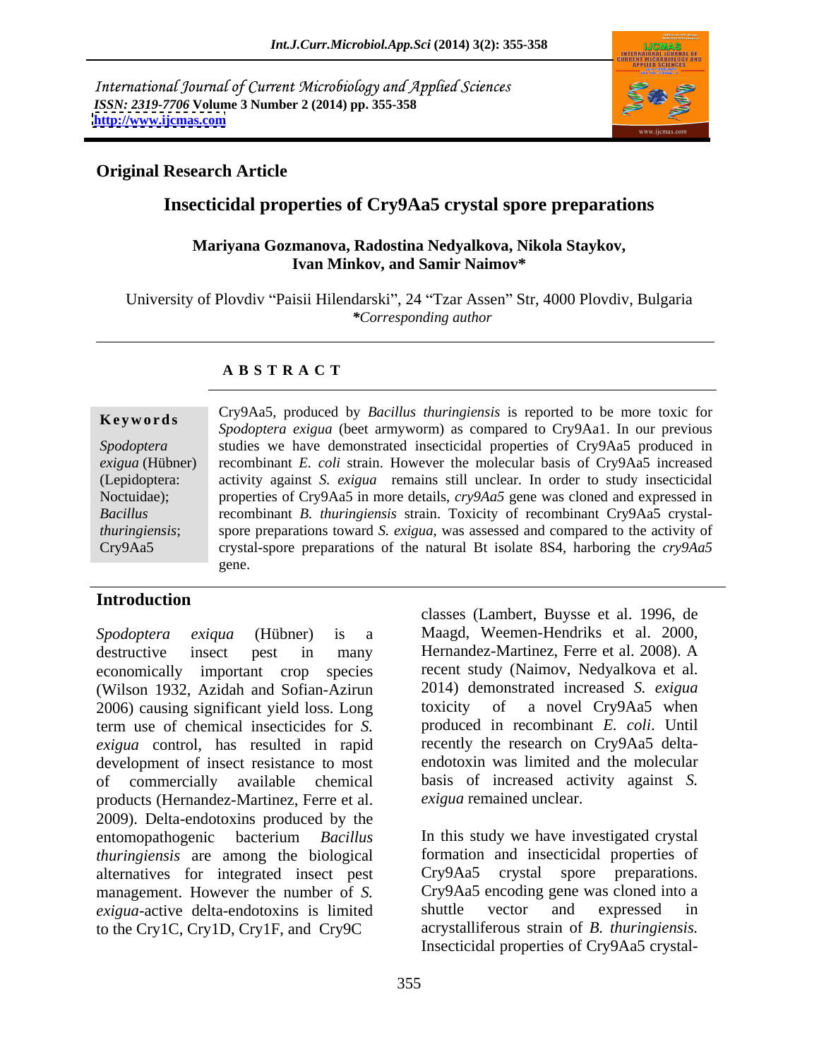International Journal of Current Microbiology and Applied Sciences
*ISSN: 2319-7706* **Volume 3 Number 2 (2014) pp. 355-358**
**http://www.ijcmas.com**

**Original Research Article**

# Insecticidal properties of Cry9Aa5 crystal spore preparations

**Mariyana Gozmanova, Radostina Nedyalkova, Nikola Staykov, Ivan Minkov, and Samir Naimov***

University of Plovdiv "Paisii Hilendarski", 24 "Tzar Assen" Str, 4000 Plovdiv, Bulgaria
**Corresponding author*

## A B S T R A C T

**Keywords**

*Spodoptera exigua* (Hübner) (Lepidoptera: Noctuidae); *Bacillus thuringiensis*; Cry9Aa5

Cry9Aa5, produced by *Bacillus thuringiensis* is reported to be more toxic for *Spodoptera exigua* (beet armyworm) as compared to Cry9Aa1. In our previous studies we have demonstrated insecticidal properties of Cry9Aa5 produced in recombinant *E. coli* strain. However the molecular basis of Cry9Aa5 increased activity against *S. exigua* remains still unclear. In order to study insecticidal properties of Cry9Aa5 in more details, *cry9Aa5* gene was cloned and expressed in recombinant *B. thuringiensis* strain. Toxicity of recombinant Cry9Aa5 crystal-spore preparations toward *S. exigua*, was assessed and compared to the activity of crystal-spore preparations of the natural Bt isolate 8S4, harboring the *cry9Aa5* gene.

## Introduction

*Spodoptera exiqua* (Hübner) is a destructive insect pest in many economically important crop species (Wilson 1932, Azidah and Sofian-Azirun 2006) causing significant yield loss. Long term use of chemical insecticides for *S. exigua* control, has resulted in rapid development of insect resistance to most of commercially available chemical products (Hernandez-Martinez, Ferre et al. 2009). Delta-endotoxins produced by the entomopathogenic bacterium *Bacillus thuringiensis* are among the biological alternatives for integrated insect pest management. However the number of *S. exigua*-active delta-endotoxins is limited to the Cry1C, Cry1D, Cry1F, and Cry9C classes (Lambert, Buysse et al. 1996, de Maagd, Weemen-Hendriks et al. 2000, Hernandez-Martinez, Ferre et al. 2008). A recent study (Naimov, Nedyalkova et al. 2014) demonstrated increased *S. exigua* toxicity of a novel Cry9Aa5 when produced in recombinant *E. coli*. Until recently the research on Cry9Aa5 delta-endotoxin was limited and the molecular basis of increased activity against *S. exigua* remained unclear.

In this study we have investigated crystal formation and insecticidal properties of Cry9Aa5 crystal spore preparations. Cry9Aa5 encoding gene was cloned into a shuttle vector and expressed in acrystalliferous strain of *B. thuringiensis.* Insecticidal properties of Cry9Aa5 crystal-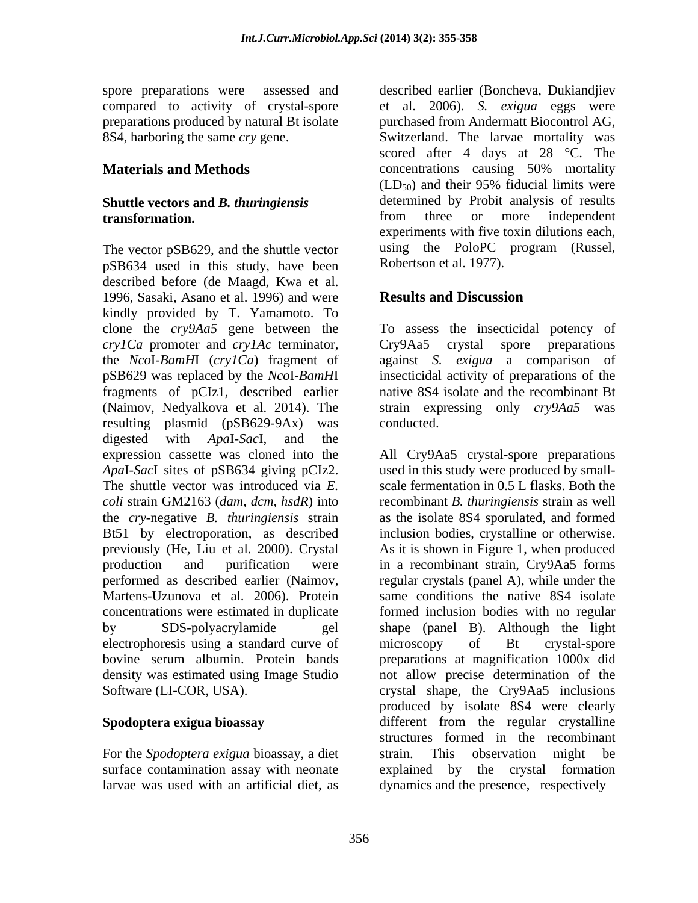spore preparations were assessed and compared to activity of crystal-spore preparations produced by natural Bt isolate 8S4, harboring the same *cry* gene.

## Materials and Methods

### Shuttle vectors and *B. thuringiensis* transformation.

The vector pSB629, and the shuttle vector pSB634 used in this study, have been described before (de Maagd, Kwa et al. 1996, Sasaki, Asano et al. 1996) and were kindly provided by T. Yamamoto. To clone the *cry9Aa5* gene between the *cry1Ca* promoter and *cry1Ac* terminator, the *Nco*I-*BamH*I (*cry1Ca*) fragment of pSB629 was replaced by the *Nco*I-*BamH*I fragments of pCIz1, described earlier (Naimov, Nedyalkova et al. 2014). The resulting plasmid (pSB629-9Ax) was digested with *Apa*I-*Sac*I, and the expression cassette was cloned into the *Apa*I-*Sac*I sites of pSB634 giving pCIz2. The shuttle vector was introduced via *E. coli* strain GM2163 (*dam, dcm, hsdR*) into the *cry*-negative *B. thuringiensis* strain Bt51 by electroporation, as described previously (He, Liu et al. 2000). Crystal production and purification were performed as described earlier (Naimov, Martens-Uzunova et al. 2006). Protein concentrations were estimated in duplicate by SDS-polyacrylamide gel electrophoresis using a standard curve of bovine serum albumin. Protein bands density was estimated using Image Studio Software (LI-COR, USA).

### Spodoptera exigua bioassay

For the *Spodoptera exigua* bioassay, a diet surface contamination assay with neonate larvae was used with an artificial diet, as described earlier (Boncheva, Dukiandjiev et al. 2006). *S. exigua* eggs were purchased from Andermatt Biocontrol AG, Switzerland. The larvae mortality was scored after 4 days at 28 °C. The concentrations causing 50% mortality ($LD_{50}$) and their 95% fiducial limits were determined by Probit analysis of results from three or more independent experiments with five toxin dilutions each, using the PoloPC program (Russel, Robertson et al. 1977).

## Results and Discussion

To assess the insecticidal potency of Cry9Aa5 crystal spore preparations against *S. exigua* a comparison of insecticidal activity of preparations of the native 8S4 isolate and the recombinant Bt strain expressing only *cry9Aa5* was conducted.

All Cry9Aa5 crystal-spore preparations used in this study were produced by small-scale fermentation in 0.5 L flasks. Both the recombinant *B. thuringiensis* strain as well as the isolate 8S4 sporulated, and formed inclusion bodies, crystalline or otherwise. As it is shown in Figure 1, when produced in a recombinant strain, Cry9Aa5 forms regular crystals (panel A), while under the same conditions the native 8S4 isolate formed inclusion bodies with no regular shape (panel B). Although the light microscopy of Bt crystal-spore preparations at magnification 1000x did not allow precise determination of the crystal shape, the Cry9Aa5 inclusions produced by isolate 8S4 were clearly different from the regular crystalline structures formed in the recombinant strain. This observation might be explained by the crystal formation dynamics and the presence, respectively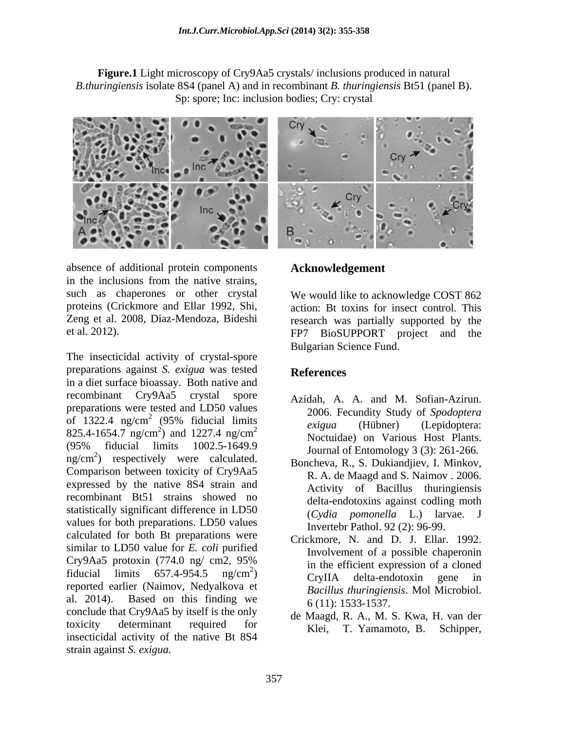**Figure.1** Light microscopy of Cry9Aa5 crystals/ inclusions produced in natural *B.thuringiensis* isolate 8S4 (panel A) and in recombinant *B. thuringiensis* Bt51 (panel B). Sp: spore; Inc: inclusion bodies; Cry: crystal

absence of additional protein components in the inclusions from the native strains, such as chaperones or other crystal proteins (Crickmore and Ellar 1992, Shi, Zeng et al. 2008, Diaz-Mendoza, Bideshi et al. 2012).

The insecticidal activity of crystal-spore preparations against *S. exigua* was tested in a diet surface bioassay. Both native and recombinant Cry9Aa5 crystal spore preparations were tested and LD50 values of 1322.4 ng/cm$^2$ (95% fiducial limits 825.4-1654.7 ng/cm$^2$) and 1227.4 ng/cm$^2$ (95% fiducial limits 1002.5-1649.9 ng/cm$^2$) respectively were calculated. Comparison between toxicity of Cry9Aa5 expressed by the native 8S4 strain and recombinant Bt51 strains showed no statistically significant difference in LD50 values for both preparations. LD50 values calculated for both Bt preparations were similar to LD50 value for *E. coli* purified Cry9Aa5 protoxin (774.0 ng/ cm2, 95% fiducial limits 657.4-954.5 ng/cm$^2$) reported earlier (Naimov, Nedyalkova et al. 2014). Based on this finding we conclude that Cry9Aa5 by itself is the only toxicity determinant required for insecticidal activity of the native Bt 8S4 strain against *S. exigua*.

## Acknowledgement

We would like to acknowledge COST 862 action: Bt toxins for insect control. This research was partially supported by the FP7 BioSUPPORT project and the Bulgarian Science Fund.

## References

Azidah, A. A. and M. Sofian-Azirun. 2006. Fecundity Study of *Spodoptera exigua* (Hübner) (Lepidoptera: Noctuidae) on Various Host Plants. Journal of Entomology 3 (3): 261-266.

Boncheva, R., S. Dukiandjiev, I. Minkov, R. A. de Maagd and S. Naimov . 2006. Activity of Bacillus thuringiensis delta-endotoxins against codling moth (*Cydia pomonella* L.) larvae. J Invertebr Pathol. 92 (2): 96-99.

Crickmore, N. and D. J. Ellar. 1992. Involvement of a possible chaperonin in the efficient expression of a cloned CryIIA delta-endotoxin gene in *Bacillus thuringiensis*. Mol Microbiol. 6 (11): 1533-1537.

de Maagd, R. A., M. S. Kwa, H. van der Klei, T. Yamamoto, B. Schipper,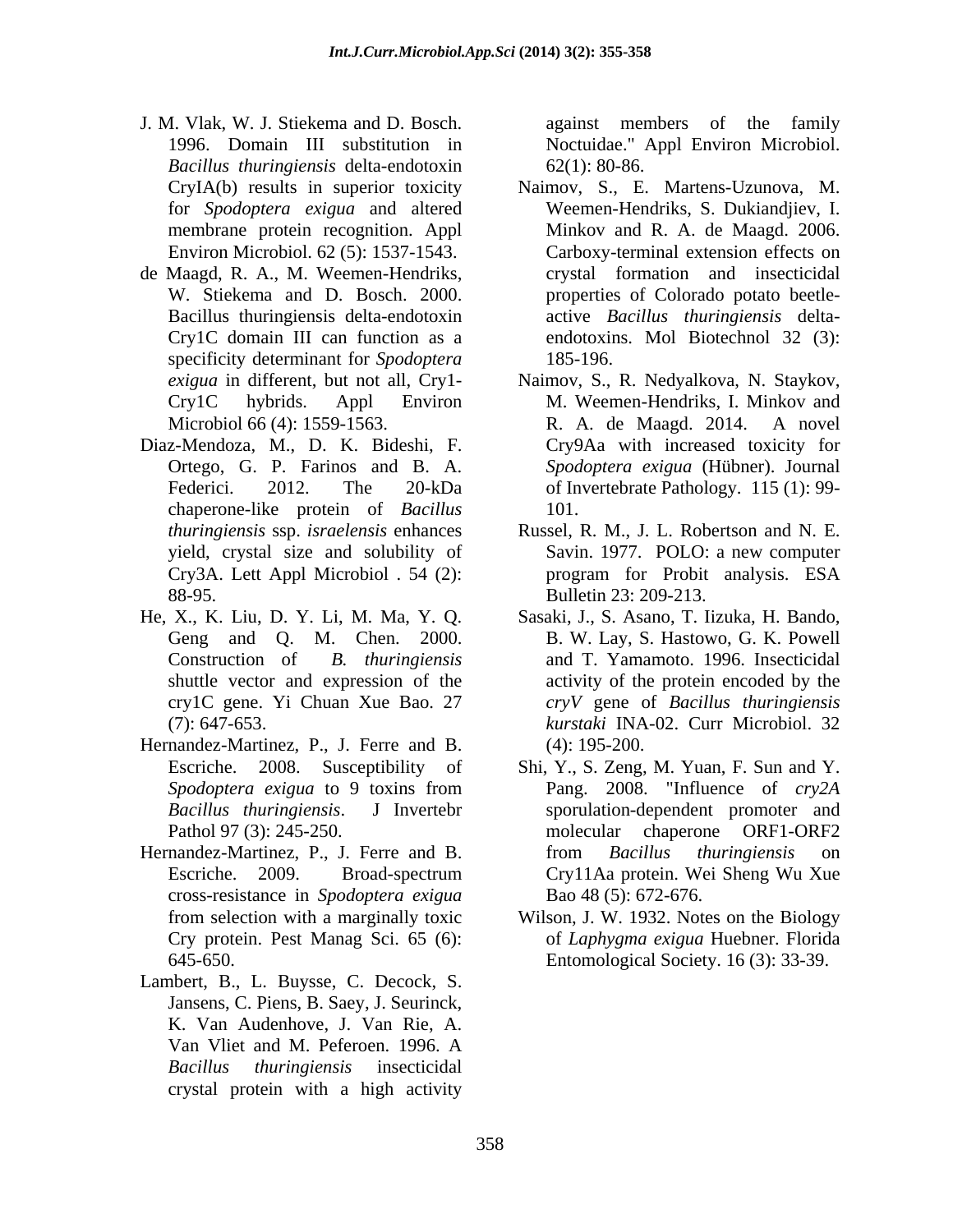J. M. Vlak, W. J. Stiekema and D. Bosch. 1996. Domain III substitution in *Bacillus thuringiensis* delta-endotoxin CryIA(b) results in superior toxicity for *Spodoptera exigua* and altered membrane protein recognition. Appl Environ Microbiol. 62 (5): 1537-1543.

de Maagd, R. A., M. Weemen-Hendriks, W. Stiekema and D. Bosch. 2000. Bacillus thuringiensis delta-endotoxin Cry1C domain III can function as a specificity determinant for *Spodoptera exigua* in different, but not all, Cry1-Cry1C hybrids. Appl Environ Microbiol 66 (4): 1559-1563.

Diaz-Mendoza, M., D. K. Bideshi, F. Ortego, G. P. Farinos and B. A. Federici. 2012. The 20-kDa chaperone-like protein of *Bacillus thuringiensis* ssp. *israelensis* enhances yield, crystal size and solubility of Cry3A. Lett Appl Microbiol . 54 (2): 88-95.

He, X., K. Liu, D. Y. Li, M. Ma, Y. Q. Geng and Q. M. Chen. 2000. Construction of *B. thuringiensis* shuttle vector and expression of the cry1C gene. Yi Chuan Xue Bao. 27 (7): 647-653.

Hernandez-Martinez, P., J. Ferre and B. Escriche. 2008. Susceptibility of *Spodoptera exigua* to 9 toxins from *Bacillus thuringiensis*. J Invertebr Pathol 97 (3): 245-250.

Hernandez-Martinez, P., J. Ferre and B. Escriche. 2009. Broad-spectrum cross-resistance in *Spodoptera exigua* from selection with a marginally toxic Cry protein. Pest Manag Sci. 65 (6): 645-650.

Lambert, B., L. Buysse, C. Decock, S. Jansens, C. Piens, B. Saey, J. Seurinck, K. Van Audenhove, J. Van Rie, A. Van Vliet and M. Peferoen. 1996. A *Bacillus thuringiensis* insecticidal crystal protein with a high activity against members of the family Noctuidae." Appl Environ Microbiol. 62(1): 80-86.

Naimov, S., E. Martens-Uzunova, M. Weemen-Hendriks, S. Dukiandjiev, I. Minkov and R. A. de Maagd. 2006. Carboxy-terminal extension effects on crystal formation and insecticidal properties of Colorado potato beetle-active *Bacillus thuringiensis* delta-endotoxins. Mol Biotechnol 32 (3): 185-196.

Naimov, S., R. Nedyalkova, N. Staykov, M. Weemen-Hendriks, I. Minkov and R. A. de Maagd. 2014. A novel Cry9Aa with increased toxicity for *Spodoptera exigua* (Hübner). Journal of Invertebrate Pathology. 115 (1): 99-101.

Russel, R. M., J. L. Robertson and N. E. Savin. 1977. POLO: a new computer program for Probit analysis. ESA Bulletin 23: 209-213.

Sasaki, J., S. Asano, T. Iizuka, H. Bando, B. W. Lay, S. Hastowo, G. K. Powell and T. Yamamoto. 1996. Insecticidal activity of the protein encoded by the *cryV* gene of *Bacillus thuringiensis kurstaki* INA-02. Curr Microbiol. 32 (4): 195-200.

Shi, Y., S. Zeng, M. Yuan, F. Sun and Y. Pang. 2008. "Influence of *cry2A* sporulation-dependent promoter and molecular chaperone ORF1-ORF2 from *Bacillus thuringiensis* on Cry11Aa protein. Wei Sheng Wu Xue Bao 48 (5): 672-676.

Wilson, J. W. 1932. Notes on the Biology of *Laphygma exigua* Huebner. Florida Entomological Society. 16 (3): 33-39.